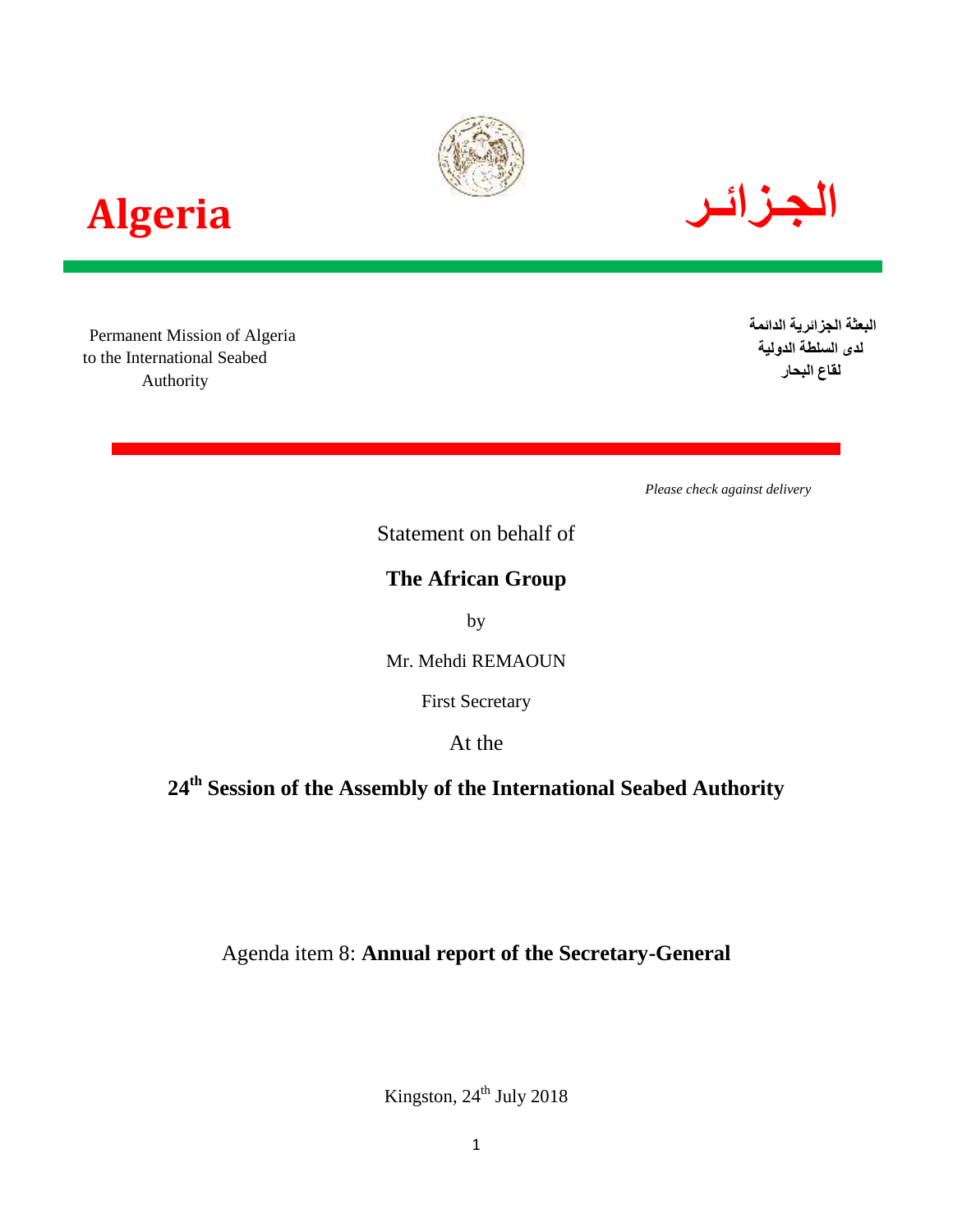# Algeria

# الجـزائـر

Permanent Mission of Algeria
to the International Seabed
Authority

البعثة الجزائرية الدائمة
لدى السلطة الدولية
لقاع البحار

*Please check against delivery*

Statement on behalf of

**The African Group**

by

Mr. Mehdi REMAOUN

First Secretary

At the

**24th Session of the Assembly of the International Seabed Authority**

Agenda item 8: **Annual report of the Secretary-General**

Kingston, 24th July 2018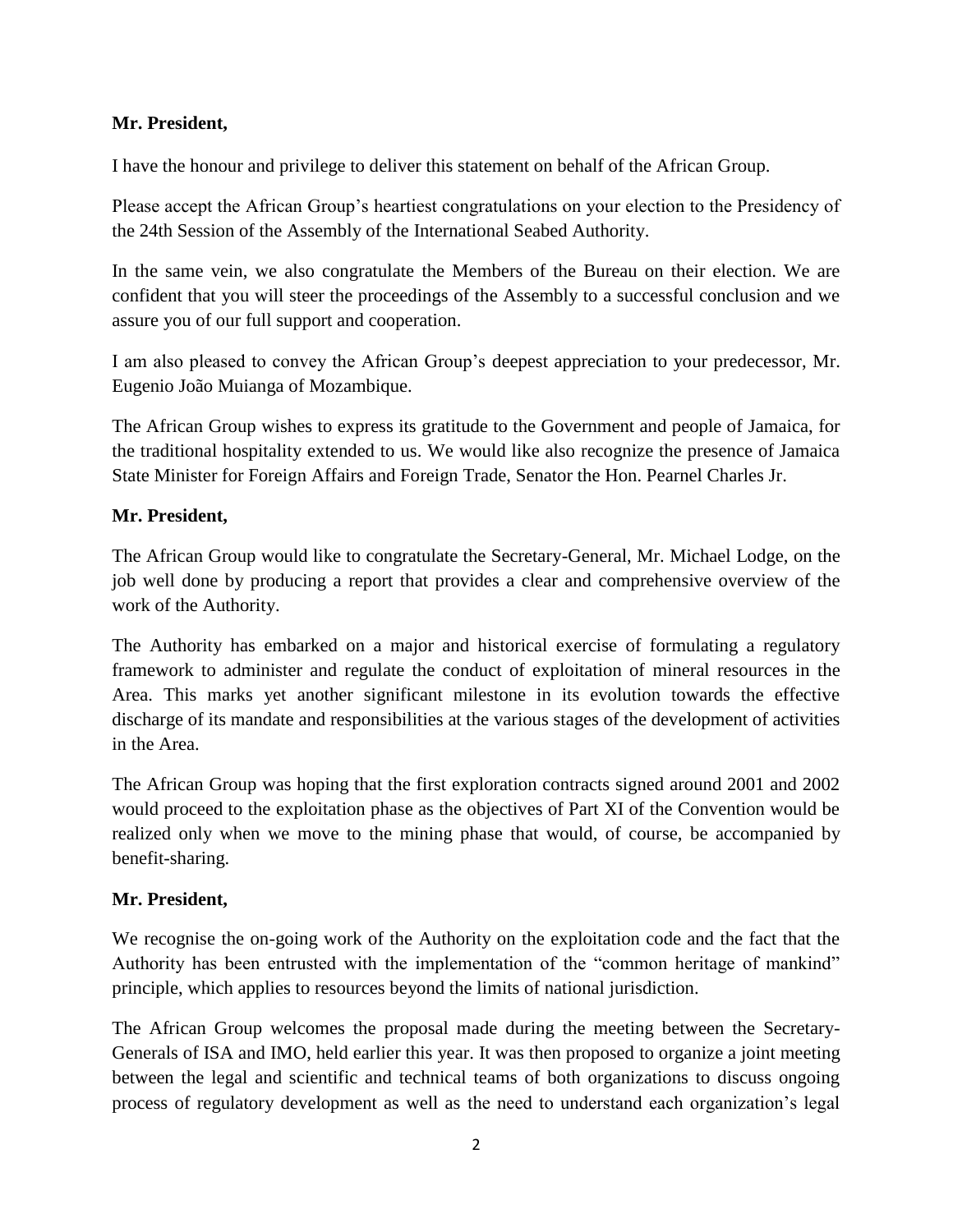**Mr. President,**

I have the honour and privilege to deliver this statement on behalf of the African Group.

Please accept the African Group's heartiest congratulations on your election to the Presidency of the 24th Session of the Assembly of the International Seabed Authority.

In the same vein, we also congratulate the Members of the Bureau on their election. We are confident that you will steer the proceedings of the Assembly to a successful conclusion and we assure you of our full support and cooperation.

I am also pleased to convey the African Group's deepest appreciation to your predecessor, Mr. Eugenio João Muianga of Mozambique.

The African Group wishes to express its gratitude to the Government and people of Jamaica, for the traditional hospitality extended to us. We would like also recognize the presence of Jamaica State Minister for Foreign Affairs and Foreign Trade, Senator the Hon. Pearnel Charles Jr.

**Mr. President,**

The African Group would like to congratulate the Secretary-General, Mr. Michael Lodge, on the job well done by producing a report that provides a clear and comprehensive overview of the work of the Authority.

The Authority has embarked on a major and historical exercise of formulating a regulatory framework to administer and regulate the conduct of exploitation of mineral resources in the Area. This marks yet another significant milestone in its evolution towards the effective discharge of its mandate and responsibilities at the various stages of the development of activities in the Area.

The African Group was hoping that the first exploration contracts signed around 2001 and 2002 would proceed to the exploitation phase as the objectives of Part XI of the Convention would be realized only when we move to the mining phase that would, of course, be accompanied by benefit-sharing.

**Mr. President,**

We recognise the on-going work of the Authority on the exploitation code and the fact that the Authority has been entrusted with the implementation of the "common heritage of mankind" principle, which applies to resources beyond the limits of national jurisdiction.

The African Group welcomes the proposal made during the meeting between the Secretary-Generals of ISA and IMO, held earlier this year. It was then proposed to organize a joint meeting between the legal and scientific and technical teams of both organizations to discuss ongoing process of regulatory development as well as the need to understand each organization's legal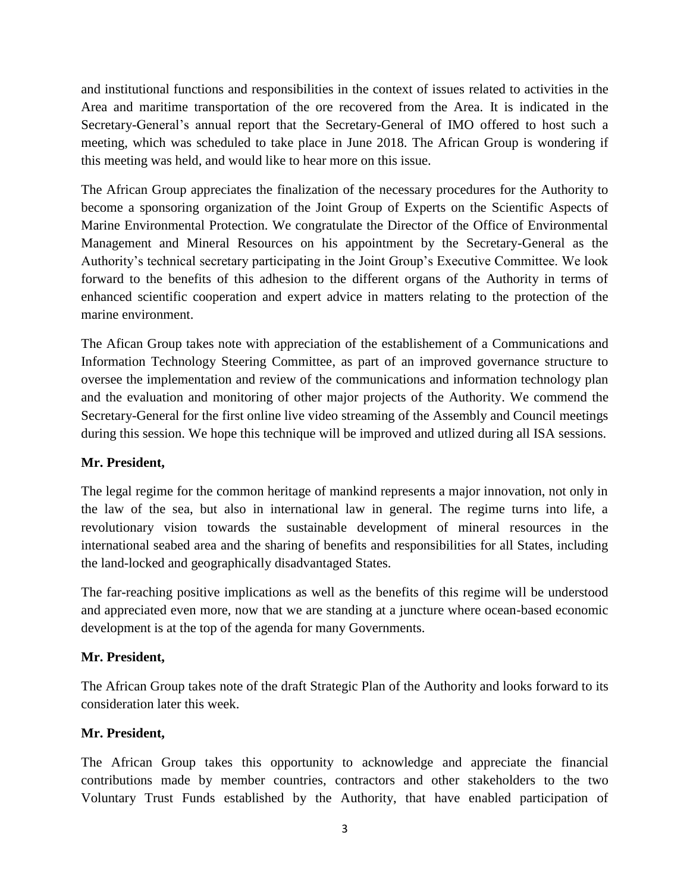and institutional functions and responsibilities in the context of issues related to activities in the Area and maritime transportation of the ore recovered from the Area. It is indicated in the Secretary-General's annual report that the Secretary-General of IMO offered to host such a meeting, which was scheduled to take place in June 2018. The African Group is wondering if this meeting was held, and would like to hear more on this issue.

The African Group appreciates the finalization of the necessary procedures for the Authority to become a sponsoring organization of the Joint Group of Experts on the Scientific Aspects of Marine Environmental Protection. We congratulate the Director of the Office of Environmental Management and Mineral Resources on his appointment by the Secretary-General as the Authority's technical secretary participating in the Joint Group's Executive Committee. We look forward to the benefits of this adhesion to the different organs of the Authority in terms of enhanced scientific cooperation and expert advice in matters relating to the protection of the marine environment.

The Afican Group takes note with appreciation of the establishement of a Communications and Information Technology Steering Committee, as part of an improved governance structure to oversee the implementation and review of the communications and information technology plan and the evaluation and monitoring of other major projects of the Authority. We commend the Secretary-General for the first online live video streaming of the Assembly and Council meetings during this session. We hope this technique will be improved and utlized during all ISA sessions.

**Mr. President,**

The legal regime for the common heritage of mankind represents a major innovation, not only in the law of the sea, but also in international law in general. The regime turns into life, a revolutionary vision towards the sustainable development of mineral resources in the international seabed area and the sharing of benefits and responsibilities for all States, including the land-locked and geographically disadvantaged States.

The far-reaching positive implications as well as the benefits of this regime will be understood and appreciated even more, now that we are standing at a juncture where ocean-based economic development is at the top of the agenda for many Governments.

**Mr. President,**

The African Group takes note of the draft Strategic Plan of the Authority and looks forward to its consideration later this week.

**Mr. President,**

The African Group takes this opportunity to acknowledge and appreciate the financial contributions made by member countries, contractors and other stakeholders to the two Voluntary Trust Funds established by the Authority, that have enabled participation of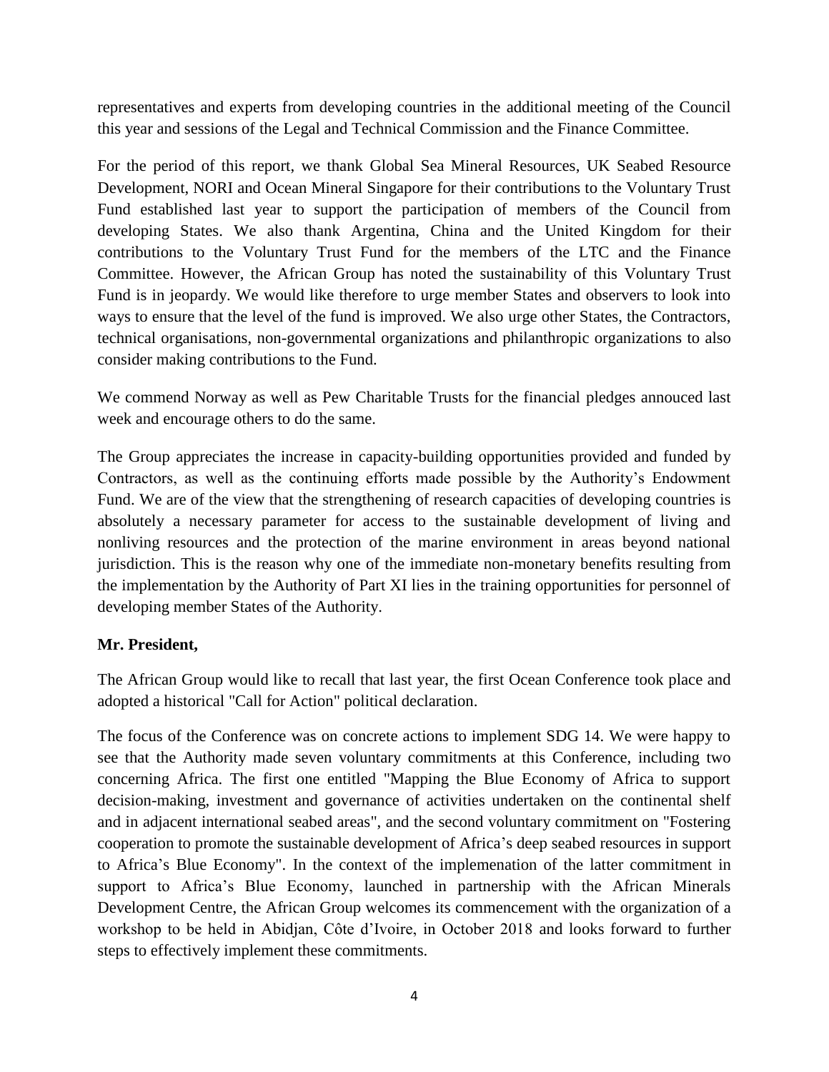representatives and experts from developing countries in the additional meeting of the Council this year and sessions of the Legal and Technical Commission and the Finance Committee.

For the period of this report, we thank Global Sea Mineral Resources, UK Seabed Resource Development, NORI and Ocean Mineral Singapore for their contributions to the Voluntary Trust Fund established last year to support the participation of members of the Council from developing States. We also thank Argentina, China and the United Kingdom for their contributions to the Voluntary Trust Fund for the members of the LTC and the Finance Committee. However, the African Group has noted the sustainability of this Voluntary Trust Fund is in jeopardy. We would like therefore to urge member States and observers to look into ways to ensure that the level of the fund is improved. We also urge other States, the Contractors, technical organisations, non-governmental organizations and philanthropic organizations to also consider making contributions to the Fund.

We commend Norway as well as Pew Charitable Trusts for the financial pledges annouced last week and encourage others to do the same.

The Group appreciates the increase in capacity-building opportunities provided and funded by Contractors, as well as the continuing efforts made possible by the Authority's Endowment Fund. We are of the view that the strengthening of research capacities of developing countries is absolutely a necessary parameter for access to the sustainable development of living and nonliving resources and the protection of the marine environment in areas beyond national jurisdiction. This is the reason why one of the immediate non-monetary benefits resulting from the implementation by the Authority of Part XI lies in the training opportunities for personnel of developing member States of the Authority.

**Mr. President,**

The African Group would like to recall that last year, the first Ocean Conference took place and adopted a historical "Call for Action" political declaration.

The focus of the Conference was on concrete actions to implement SDG 14. We were happy to see that the Authority made seven voluntary commitments at this Conference, including two concerning Africa. The first one entitled "Mapping the Blue Economy of Africa to support decision-making, investment and governance of activities undertaken on the continental shelf and in adjacent international seabed areas", and the second voluntary commitment on "Fostering cooperation to promote the sustainable development of Africa's deep seabed resources in support to Africa's Blue Economy". In the context of the implemenation of the latter commitment in support to Africa's Blue Economy, launched in partnership with the African Minerals Development Centre, the African Group welcomes its commencement with the organization of a workshop to be held in Abidjan, Côte d'Ivoire, in October 2018 and looks forward to further steps to effectively implement these commitments.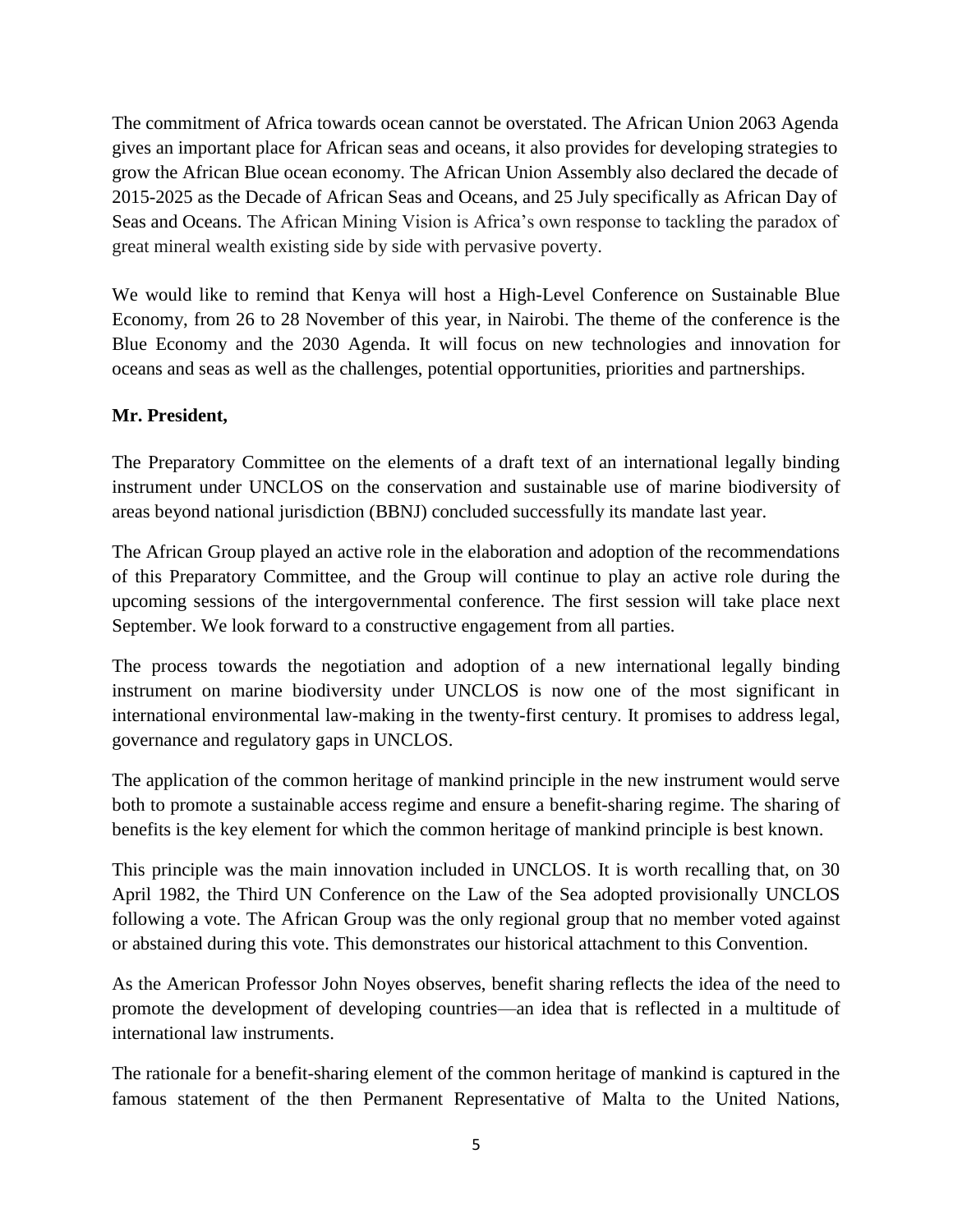The commitment of Africa towards ocean cannot be overstated. The African Union 2063 Agenda gives an important place for African seas and oceans, it also provides for developing strategies to grow the African Blue ocean economy. The African Union Assembly also declared the decade of 2015-2025 as the Decade of African Seas and Oceans, and 25 July specifically as African Day of Seas and Oceans. The African Mining Vision is Africa's own response to tackling the paradox of great mineral wealth existing side by side with pervasive poverty.

We would like to remind that Kenya will host a High-Level Conference on Sustainable Blue Economy, from 26 to 28 November of this year, in Nairobi. The theme of the conference is the Blue Economy and the 2030 Agenda. It will focus on new technologies and innovation for oceans and seas as well as the challenges, potential opportunities, priorities and partnerships.

**Mr. President,**

The Preparatory Committee on the elements of a draft text of an international legally binding instrument under UNCLOS on the conservation and sustainable use of marine biodiversity of areas beyond national jurisdiction (BBNJ) concluded successfully its mandate last year.

The African Group played an active role in the elaboration and adoption of the recommendations of this Preparatory Committee, and the Group will continue to play an active role during the upcoming sessions of the intergovernmental conference. The first session will take place next September. We look forward to a constructive engagement from all parties.

The process towards the negotiation and adoption of a new international legally binding instrument on marine biodiversity under UNCLOS is now one of the most significant in international environmental law-making in the twenty-first century. It promises to address legal, governance and regulatory gaps in UNCLOS.

The application of the common heritage of mankind principle in the new instrument would serve both to promote a sustainable access regime and ensure a benefit-sharing regime. The sharing of benefits is the key element for which the common heritage of mankind principle is best known.

This principle was the main innovation included in UNCLOS. It is worth recalling that, on 30 April 1982, the Third UN Conference on the Law of the Sea adopted provisionally UNCLOS following a vote. The African Group was the only regional group that no member voted against or abstained during this vote. This demonstrates our historical attachment to this Convention.

As the American Professor John Noyes observes, benefit sharing reflects the idea of the need to promote the development of developing countries—an idea that is reflected in a multitude of international law instruments.

The rationale for a benefit-sharing element of the common heritage of mankind is captured in the famous statement of the then Permanent Representative of Malta to the United Nations,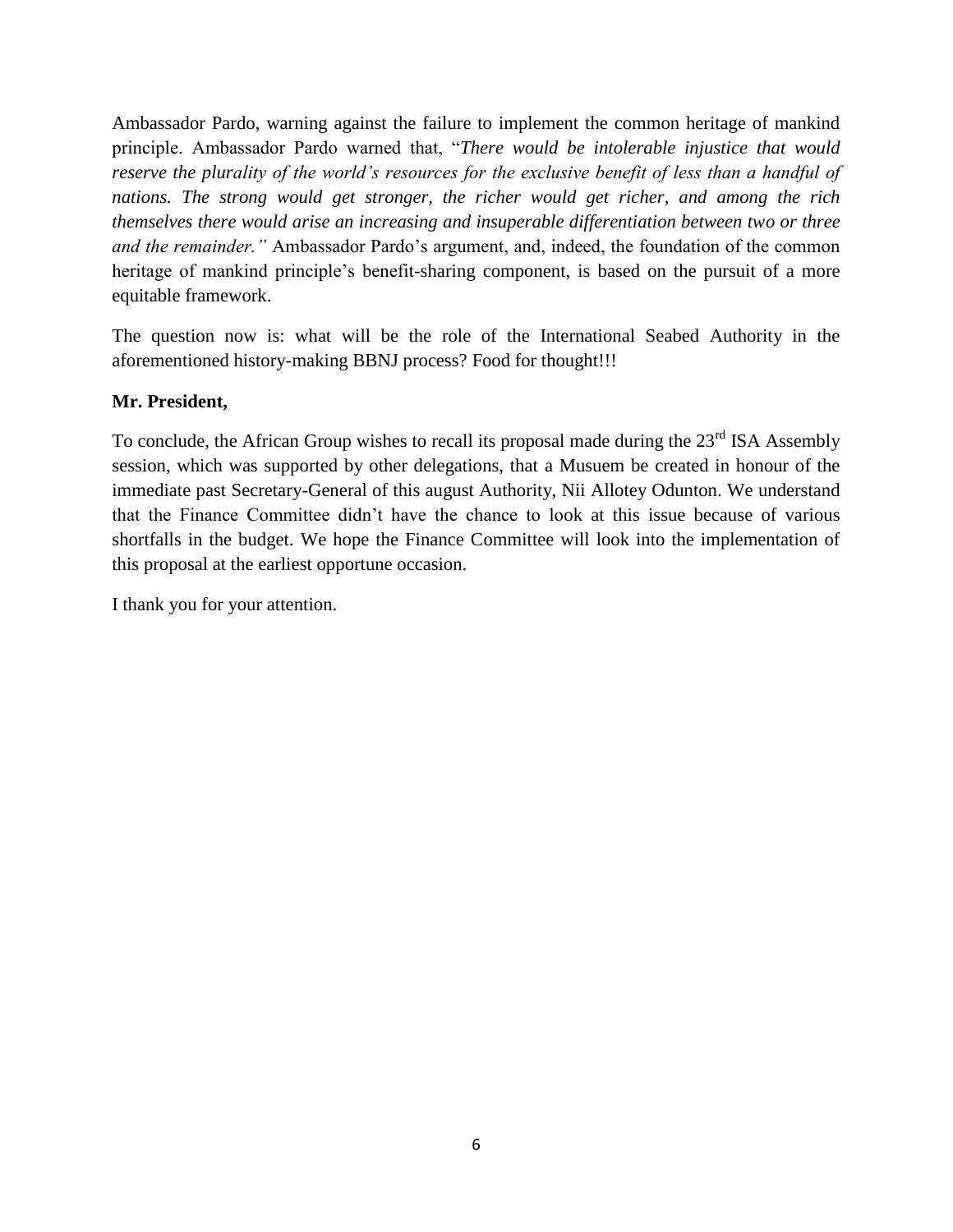Ambassador Pardo, warning against the failure to implement the common heritage of mankind principle. Ambassador Pardo warned that, "*There would be intolerable injustice that would reserve the plurality of the world's resources for the exclusive benefit of less than a handful of nations. The strong would get stronger, the richer would get richer, and among the rich themselves there would arise an increasing and insuperable differentiation between two or three and the remainder."* Ambassador Pardo's argument, and, indeed, the foundation of the common heritage of mankind principle's benefit-sharing component, is based on the pursuit of a more equitable framework.

The question now is: what will be the role of the International Seabed Authority in the aforementioned history-making BBNJ process? Food for thought!!!

**Mr. President,**

To conclude, the African Group wishes to recall its proposal made during the 23rd ISA Assembly session, which was supported by other delegations, that a Musuem be created in honour of the immediate past Secretary-General of this august Authority, Nii Allotey Odunton. We understand that the Finance Committee didn't have the chance to look at this issue because of various shortfalls in the budget. We hope the Finance Committee will look into the implementation of this proposal at the earliest opportune occasion.

I thank you for your attention.